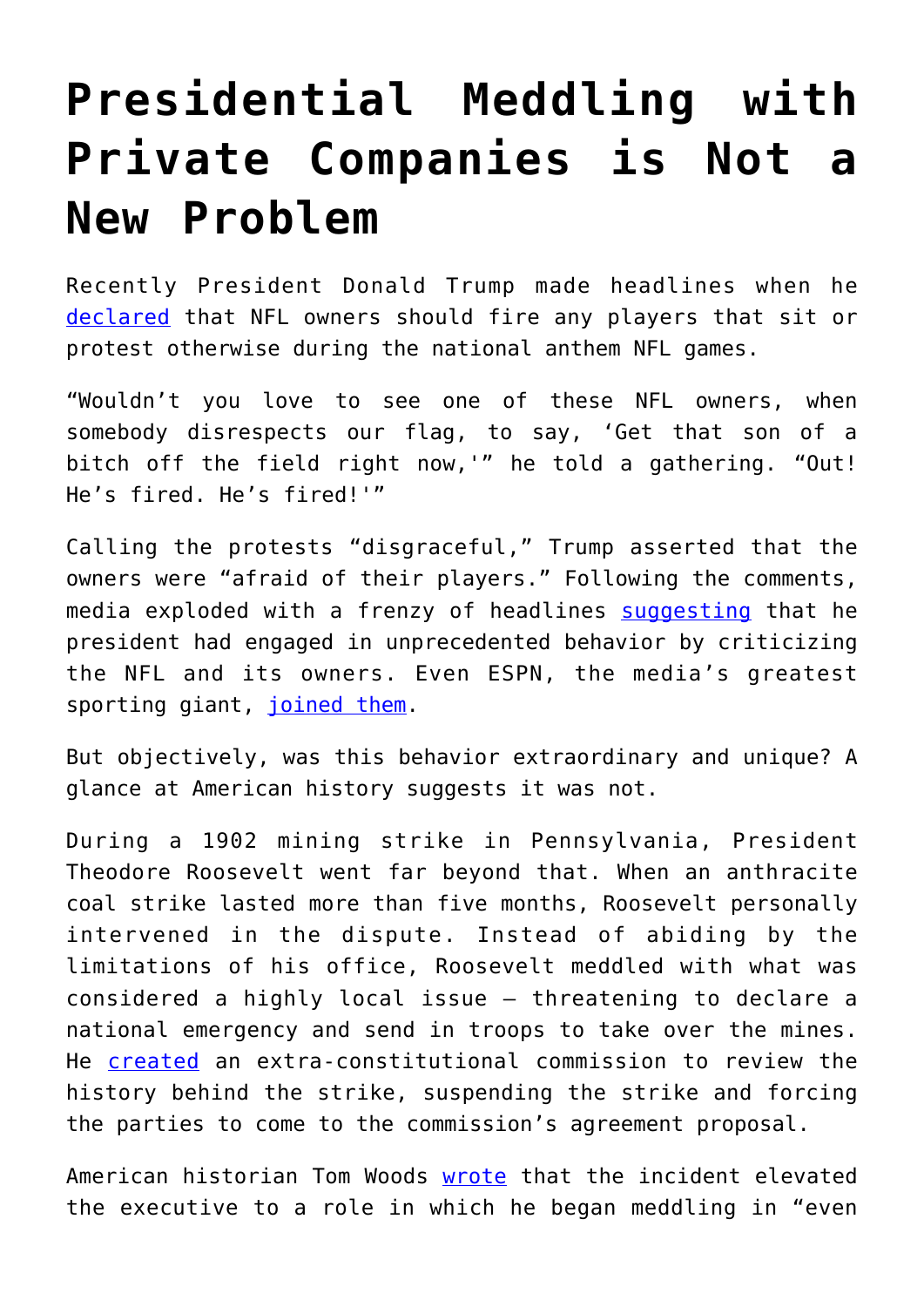# Presidential Meddling with Private Companies is Not a New Problem

Recently President Donald Trump made headlines when he declared that NFL owners should fire any players that sit or protest otherwise during the national anthem NFL games.

"Wouldn't you love to see one of these NFL owners, when somebody disrespects our flag, to say, 'Get that son of a bitch off the field right now,'" he told a gathering. "Out! He's fired. He's fired!'"

Calling the protests "disgraceful," Trump asserted that the owners were "afraid of their players." Following the comments, media exploded with a frenzy of headlines suggesting that he president had engaged in unprecedented behavior by criticizing the NFL and its owners. Even ESPN, the media's greatest sporting giant, joined them.

But objectively, was this behavior extraordinary and unique? A glance at American history suggests it was not.

During a 1902 mining strike in Pennsylvania, President Theodore Roosevelt went far beyond that. When an anthracite coal strike lasted more than five months, Roosevelt personally intervened in the dispute. Instead of abiding by the limitations of his office, Roosevelt meddled with what was considered a highly local issue – threatening to declare a national emergency and send in troops to take over the mines. He created an extra-constitutional commission to review the history behind the strike, suspending the strike and forcing the parties to come to the commission's agreement proposal.

American historian Tom Woods wrote that the incident elevated the executive to a role in which he began meddling in "even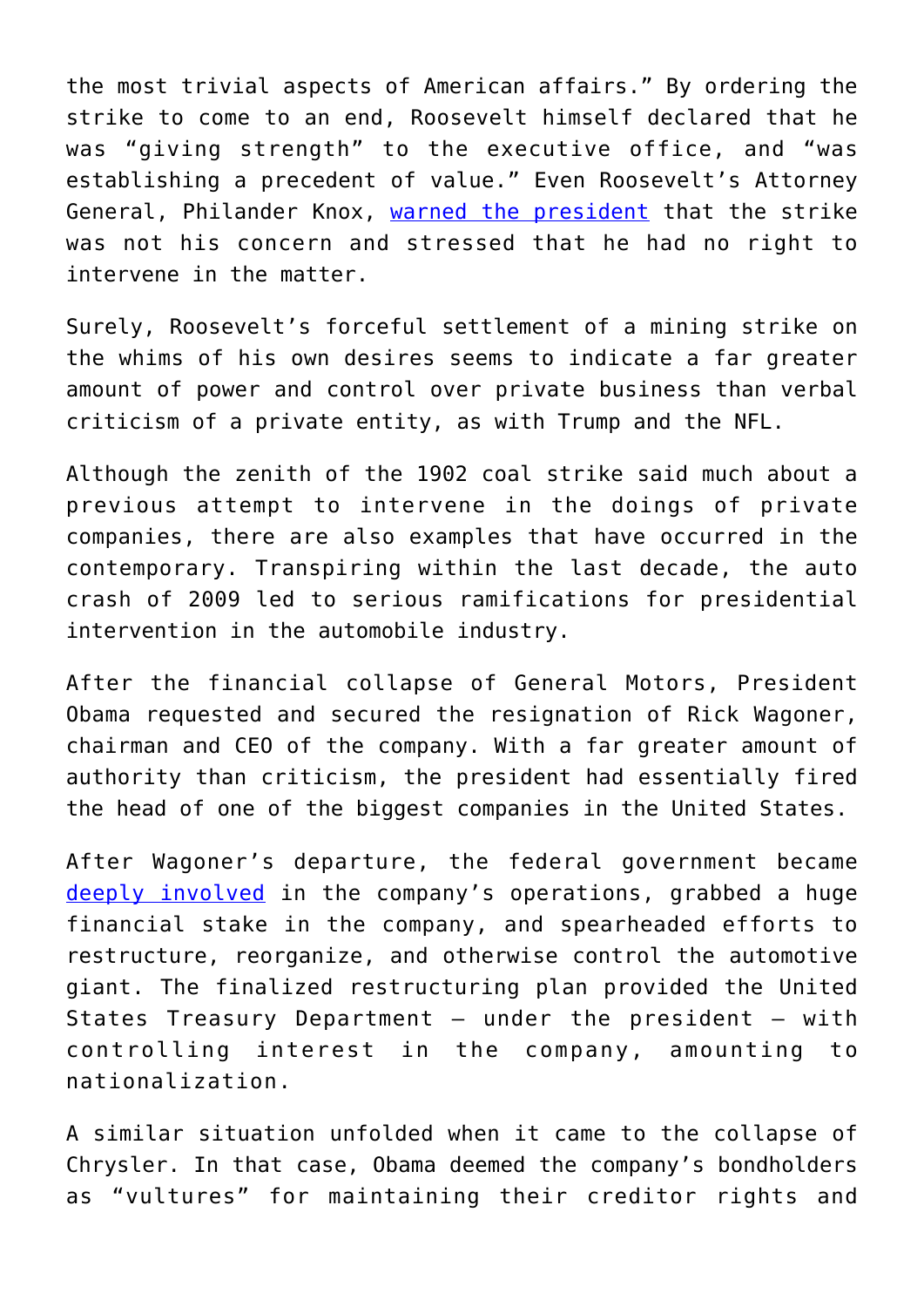the most trivial aspects of American affairs." By ordering the strike to come to an end, Roosevelt himself declared that he was "giving strength" to the executive office, and "was establishing a precedent of value." Even Roosevelt's Attorney General, Philander Knox, warned the president that the strike was not his concern and stressed that he had no right to intervene in the matter.

Surely, Roosevelt's forceful settlement of a mining strike on the whims of his own desires seems to indicate a far greater amount of power and control over private business than verbal criticism of a private entity, as with Trump and the NFL.

Although the zenith of the 1902 coal strike said much about a previous attempt to intervene in the doings of private companies, there are also examples that have occurred in the contemporary. Transpiring within the last decade, the auto crash of 2009 led to serious ramifications for presidential intervention in the automobile industry.

After the financial collapse of General Motors, President Obama requested and secured the resignation of Rick Wagoner, chairman and CEO of the company. With a far greater amount of authority than criticism, the president had essentially fired the head of one of the biggest companies in the United States.

After Wagoner's departure, the federal government became deeply involved in the company's operations, grabbed a huge financial stake in the company, and spearheaded efforts to restructure, reorganize, and otherwise control the automotive giant. The finalized restructuring plan provided the United States Treasury Department – under the president – with controlling interest in the company, amounting to nationalization.

A similar situation unfolded when it came to the collapse of Chrysler. In that case, Obama deemed the company's bondholders as "vultures" for maintaining their creditor rights and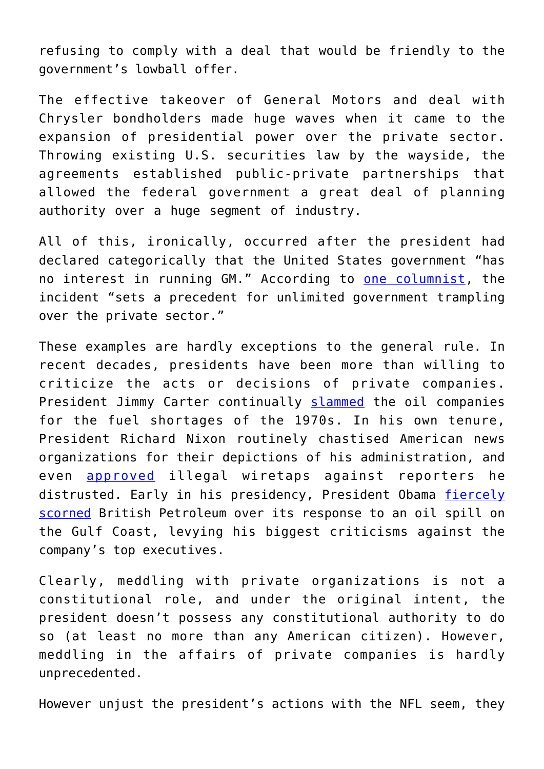refusing to comply with a deal that would be friendly to the government's lowball offer.

The effective takeover of General Motors and deal with Chrysler bondholders made huge waves when it came to the expansion of presidential power over the private sector. Throwing existing U.S. securities law by the wayside, the agreements established public-private partnerships that allowed the federal government a great deal of planning authority over a huge segment of industry.

All of this, ironically, occurred after the president had declared categorically that the United States government "has no interest in running GM." According to one columnist, the incident "sets a precedent for unlimited government trampling over the private sector."

These examples are hardly exceptions to the general rule. In recent decades, presidents have been more than willing to criticize the acts or decisions of private companies. President Jimmy Carter continually slammed the oil companies for the fuel shortages of the 1970s. In his own tenure, President Richard Nixon routinely chastised American news organizations for their depictions of his administration, and even approved illegal wiretaps against reporters he distrusted. Early in his presidency, President Obama fiercely scorned British Petroleum over its response to an oil spill on the Gulf Coast, levying his biggest criticisms against the company's top executives.

Clearly, meddling with private organizations is not a constitutional role, and under the original intent, the president doesn't possess any constitutional authority to do so (at least no more than any American citizen). However, meddling in the affairs of private companies is hardly unprecedented.

However unjust the president's actions with the NFL seem, they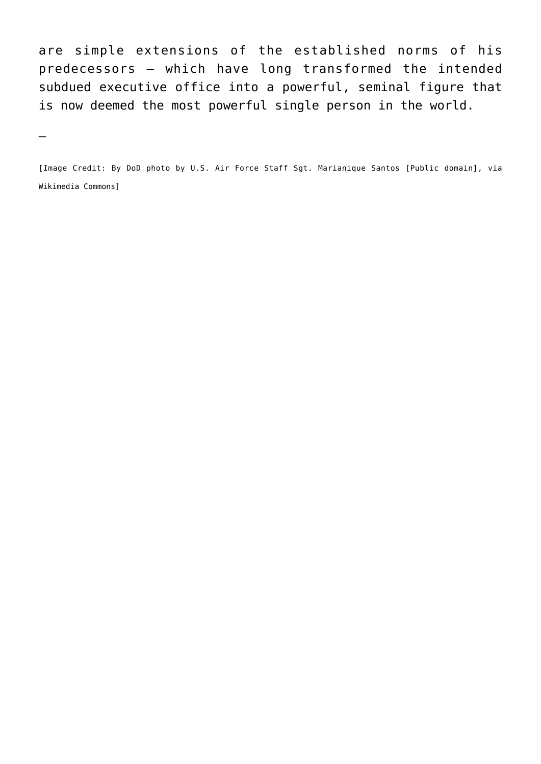are simple extensions of the established norms of his predecessors — which have long transformed the intended subdued executive office into a powerful, seminal figure that is now deemed the most powerful single person in the world.

—

[Image Credit: By DoD photo by U.S. Air Force Staff Sgt. Marianique Santos [Public domain], via Wikimedia Commons]